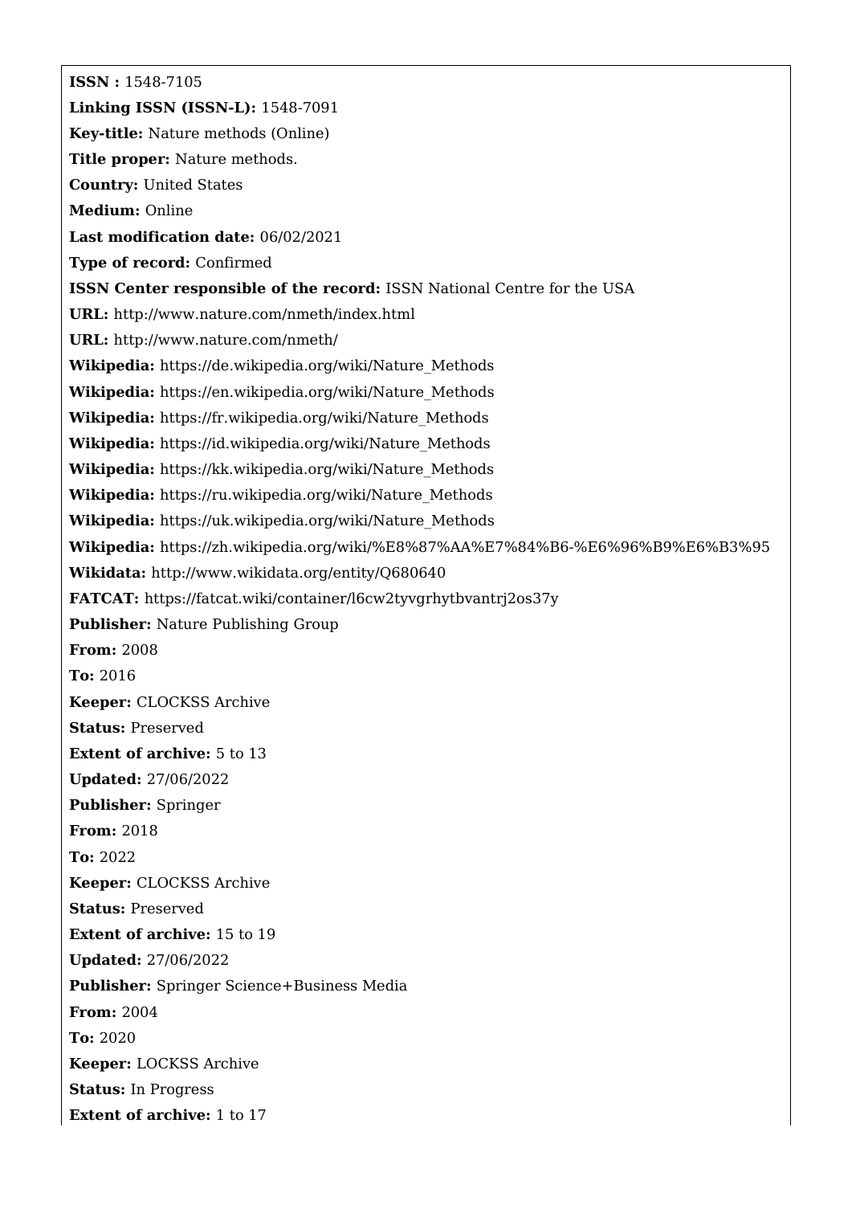**ISSN :** 1548-7105

**Linking ISSN (ISSN-L):** 1548-7091

**Key-title:** Nature methods (Online)

**Title proper:** Nature methods.

**Country:** United States

**Medium:** Online

**Last modification date:** 06/02/2021

**Type of record:** Confirmed

**ISSN Center responsible of the record:** ISSN National Centre for the USA

**URL:** http://www.nature.com/nmeth/index.html

**URL:** http://www.nature.com/nmeth/

**Wikipedia:** https://de.wikipedia.org/wiki/Nature_Methods

**Wikipedia:** https://en.wikipedia.org/wiki/Nature_Methods

**Wikipedia:** https://fr.wikipedia.org/wiki/Nature_Methods

**Wikipedia:** https://id.wikipedia.org/wiki/Nature_Methods

**Wikipedia:** https://kk.wikipedia.org/wiki/Nature_Methods

**Wikipedia:** https://ru.wikipedia.org/wiki/Nature_Methods

**Wikipedia:** https://uk.wikipedia.org/wiki/Nature_Methods

**Wikipedia:** https://zh.wikipedia.org/wiki/%E8%87%AA%E7%84%B6-%E6%96%B9%E6%B3%95

**Wikidata:** http://www.wikidata.org/entity/Q680640

**FATCAT:** https://fatcat.wiki/container/l6cw2tyvgrhytbvantrj2os37y

**Publisher:** Nature Publishing Group

**From:** 2008

**To:** 2016

**Keeper:** CLOCKSS Archive

**Status:** Preserved

**Extent of archive:** 5 to 13

**Updated:** 27/06/2022

**Publisher:** Springer

**From:** 2018

**To:** 2022

**Keeper:** CLOCKSS Archive

**Status:** Preserved

**Extent of archive:** 15 to 19

**Updated:** 27/06/2022

**Publisher:** Springer Science+Business Media

**From:** 2004

**To:** 2020

**Keeper:** LOCKSS Archive

**Status:** In Progress

**Extent of archive:** 1 to 17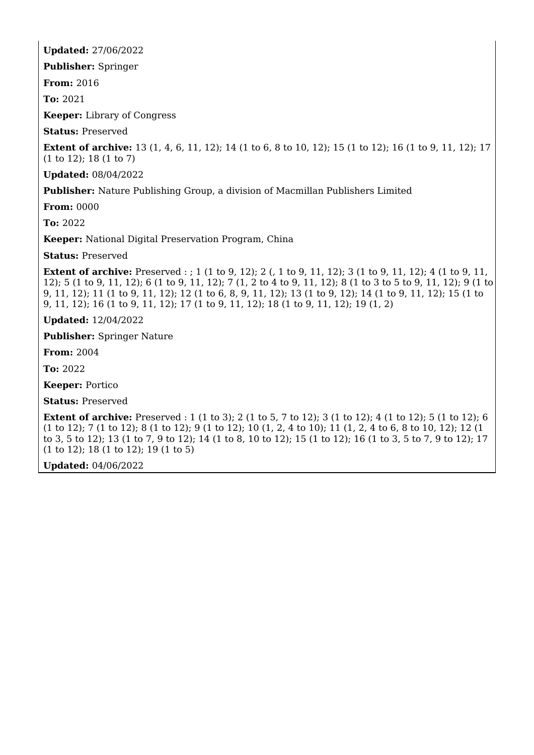**Updated:** 27/06/2022

**Publisher:** Springer

**From:** 2016

**To:** 2021

**Keeper:** Library of Congress

**Status:** Preserved

**Extent of archive:** 13 (1, 4, 6, 11, 12); 14 (1 to 6, 8 to 10, 12); 15 (1 to 12); 16 (1 to 9, 11, 12); 17 (1 to 12); 18 (1 to 7)

**Updated:** 08/04/2022

**Publisher:** Nature Publishing Group, a division of Macmillan Publishers Limited

**From:** 0000

**To:** 2022

**Keeper:** National Digital Preservation Program, China

**Status:** Preserved

**Extent of archive:** Preserved : ; 1 (1 to 9, 12); 2 (, 1 to 9, 11, 12); 3 (1 to 9, 11, 12); 4 (1 to 9, 11, 12); 5 (1 to 9, 11, 12); 6 (1 to 9, 11, 12); 7 (1, 2 to 4 to 9, 11, 12); 8 (1 to 3 to 5 to 9, 11, 12); 9 (1 to 9, 11, 12); 11 (1 to 9, 11, 12); 12 (1 to 6, 8, 9, 11, 12); 13 (1 to 9, 12); 14 (1 to 9, 11, 12); 15 (1 to 9, 11, 12); 16 (1 to 9, 11, 12); 17 (1 to 9, 11, 12); 18 (1 to 9, 11, 12); 19 (1, 2)

**Updated:** 12/04/2022

**Publisher:** Springer Nature

**From:** 2004

**To:** 2022

**Keeper:** Portico

**Status:** Preserved

**Extent of archive:** Preserved : 1 (1 to 3); 2 (1 to 5, 7 to 12); 3 (1 to 12); 4 (1 to 12); 5 (1 to 12); 6 (1 to 12); 7 (1 to 12); 8 (1 to 12); 9 (1 to 12); 10 (1, 2, 4 to 10); 11 (1, 2, 4 to 6, 8 to 10, 12); 12 (1 to 3, 5 to 12); 13 (1 to 7, 9 to 12); 14 (1 to 8, 10 to 12); 15 (1 to 12); 16 (1 to 3, 5 to 7, 9 to 12); 17 (1 to 12); 18 (1 to 12); 19 (1 to 5)

**Updated:** 04/06/2022